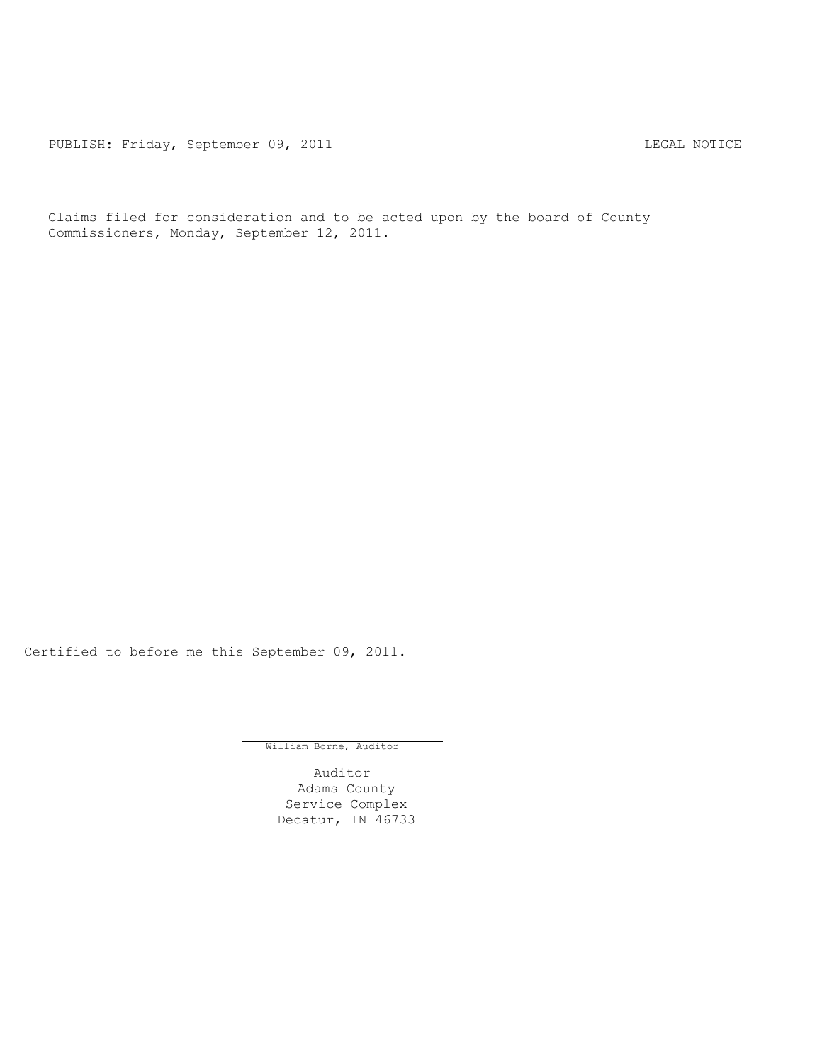PUBLISH: Friday, September 09, 2011 LEGAL NOTICE

Claims filed for consideration and to be acted upon by the board of County Commissioners, Monday, September 12, 2011.

Certified to before me this September 09, 2011.

William Borne, Auditor

Auditor
Adams County
Service Complex
Decatur, IN 46733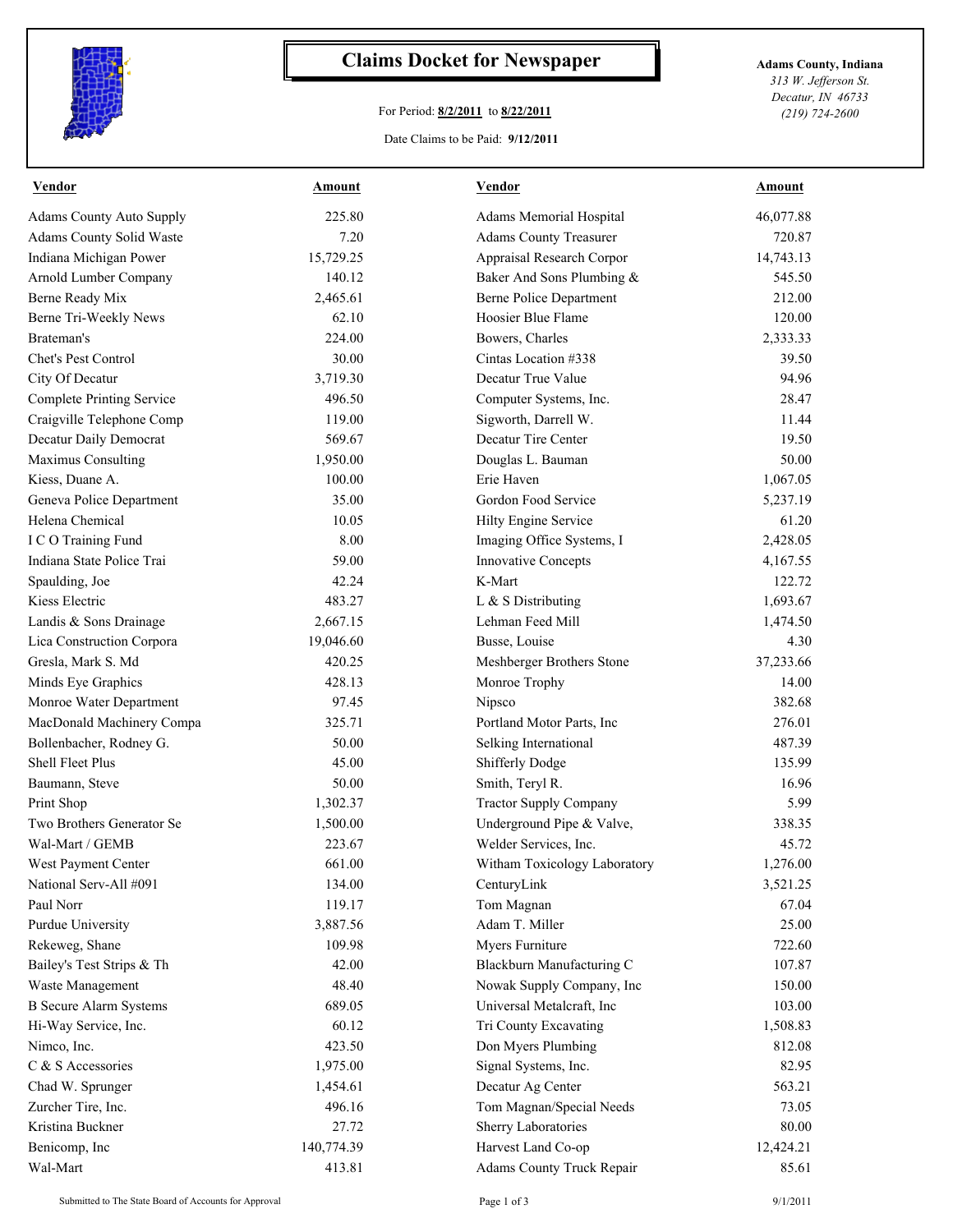# Claims Docket for Newspaper

For Period: **8/2/2011** to **8/22/2011**

Date Claims to be Paid: **9/12/2011**

**Adams County, Indiana**
*313 W. Jefferson St.*
*Decatur, IN 46733*
*(219) 724-2600*

| Vendor | Amount | Vendor | Amount |
|---|---|---|---|
| Adams County Auto Supply | 225.80 | Adams Memorial Hospital | 46,077.88 |
| Adams County Solid Waste | 7.20 | Adams County Treasurer | 720.87 |
| Indiana Michigan Power | 15,729.25 | Appraisal Research Corpor | 14,743.13 |
| Arnold Lumber Company | 140.12 | Baker And Sons Plumbing & | 545.50 |
| Berne Ready Mix | 2,465.61 | Berne Police Department | 212.00 |
| Berne Tri-Weekly News | 62.10 | Hoosier Blue Flame | 120.00 |
| Brateman's | 224.00 | Bowers, Charles | 2,333.33 |
| Chet's Pest Control | 30.00 | Cintas Location #338 | 39.50 |
| City Of Decatur | 3,719.30 | Decatur True Value | 94.96 |
| Complete Printing Service | 496.50 | Computer Systems, Inc. | 28.47 |
| Craigville Telephone Comp | 119.00 | Sigworth, Darrell W. | 11.44 |
| Decatur Daily Democrat | 569.67 | Decatur Tire Center | 19.50 |
| Maximus Consulting | 1,950.00 | Douglas L. Bauman | 50.00 |
| Kiess, Duane A. | 100.00 | Erie Haven | 1,067.05 |
| Geneva Police Department | 35.00 | Gordon Food Service | 5,237.19 |
| Helena Chemical | 10.05 | Hilty Engine Service | 61.20 |
| I C O Training Fund | 8.00 | Imaging Office Systems, I | 2,428.05 |
| Indiana State Police Trai | 59.00 | Innovative Concepts | 4,167.55 |
| Spaulding, Joe | 42.24 | K-Mart | 122.72 |
| Kiess Electric | 483.27 | L & S Distributing | 1,693.67 |
| Landis & Sons Drainage | 2,667.15 | Lehman Feed Mill | 1,474.50 |
| Lica Construction Corpora | 19,046.60 | Busse, Louise | 4.30 |
| Gresla, Mark S. Md | 420.25 | Meshberger Brothers Stone | 37,233.66 |
| Minds Eye Graphics | 428.13 | Monroe Trophy | 14.00 |
| Monroe Water Department | 97.45 | Nipsco | 382.68 |
| MacDonald Machinery Compa | 325.71 | Portland Motor Parts, Inc | 276.01 |
| Bollenbacher, Rodney G. | 50.00 | Selking International | 487.39 |
| Shell Fleet Plus | 45.00 | Shifferly Dodge | 135.99 |
| Baumann, Steve | 50.00 | Smith, Teryl R. | 16.96 |
| Print Shop | 1,302.37 | Tractor Supply Company | 5.99 |
| Two Brothers Generator Se | 1,500.00 | Underground Pipe & Valve, | 338.35 |
| Wal-Mart / GEMB | 223.67 | Welder Services, Inc. | 45.72 |
| West Payment Center | 661.00 | Witham Toxicology Laboratory | 1,276.00 |
| National Serv-All #091 | 134.00 | CenturyLink | 3,521.25 |
| Paul Norr | 119.17 | Tom Magnan | 67.04 |
| Purdue University | 3,887.56 | Adam T. Miller | 25.00 |
| Rekeweg, Shane | 109.98 | Myers Furniture | 722.60 |
| Bailey's Test Strips & Th | 42.00 | Blackburn Manufacturing C | 107.87 |
| Waste Management | 48.40 | Nowak Supply Company, Inc | 150.00 |
| B Secure Alarm Systems | 689.05 | Universal Metalcraft, Inc | 103.00 |
| Hi-Way Service, Inc. | 60.12 | Tri County Excavating | 1,508.83 |
| Nimco, Inc. | 423.50 | Don Myers Plumbing | 812.08 |
| C & S Accessories | 1,975.00 | Signal Systems, Inc. | 82.95 |
| Chad W. Sprunger | 1,454.61 | Decatur Ag Center | 563.21 |
| Zurcher Tire, Inc. | 496.16 | Tom Magnan/Special Needs | 73.05 |
| Kristina Buckner | 27.72 | Sherry Laboratories | 80.00 |
| Benicomp, Inc | 140,774.39 | Harvest Land Co-op | 12,424.21 |
| Wal-Mart | 413.81 | Adams County Truck Repair | 85.61 |

Submitted to The State Board of Accounts for Approval — 9/1/2011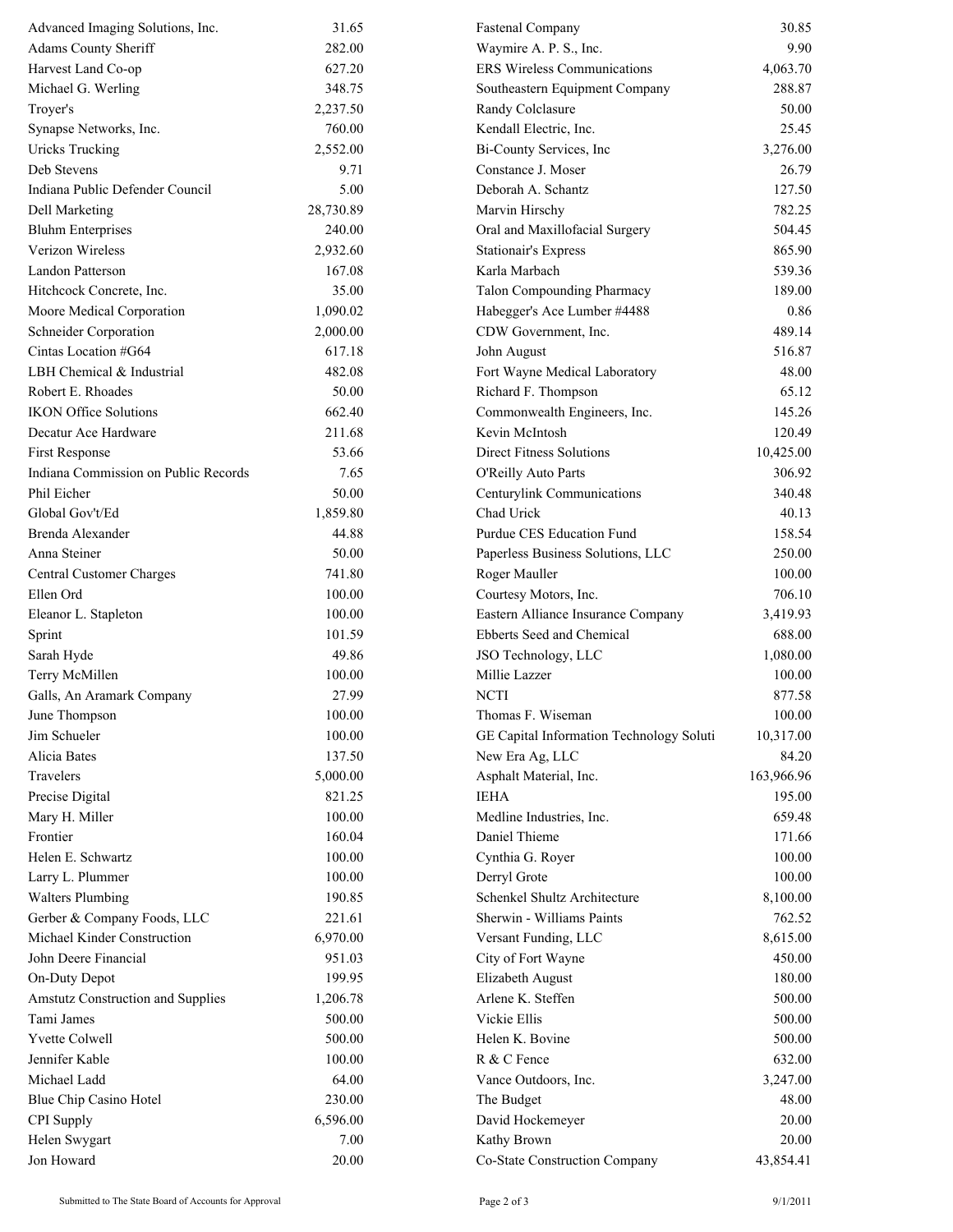| Vendor | Amount |
|---|---|
| Advanced Imaging Solutions, Inc. | 31.65 |
| Adams County Sheriff | 282.00 |
| Harvest Land Co-op | 627.20 |
| Michael G. Werling | 348.75 |
| Troyer's | 2,237.50 |
| Synapse Networks, Inc. | 760.00 |
| Uricks Trucking | 2,552.00 |
| Deb Stevens | 9.71 |
| Indiana Public Defender Council | 5.00 |
| Dell Marketing | 28,730.89 |
| Bluhm Enterprises | 240.00 |
| Verizon Wireless | 2,932.60 |
| Landon Patterson | 167.08 |
| Hitchcock Concrete, Inc. | 35.00 |
| Moore Medical Corporation | 1,090.02 |
| Schneider Corporation | 2,000.00 |
| Cintas Location #G64 | 617.18 |
| LBH Chemical & Industrial | 482.08 |
| Robert E. Rhoades | 50.00 |
| IKON Office Solutions | 662.40 |
| Decatur Ace Hardware | 211.68 |
| First Response | 53.66 |
| Indiana Commission on Public Records | 7.65 |
| Phil Eicher | 50.00 |
| Global Gov't/Ed | 1,859.80 |
| Brenda Alexander | 44.88 |
| Anna Steiner | 50.00 |
| Central Customer Charges | 741.80 |
| Ellen Ord | 100.00 |
| Eleanor L. Stapleton | 100.00 |
| Sprint | 101.59 |
| Sarah Hyde | 49.86 |
| Terry McMillen | 100.00 |
| Galls, An Aramark Company | 27.99 |
| June Thompson | 100.00 |
| Jim Schueler | 100.00 |
| Alicia Bates | 137.50 |
| Travelers | 5,000.00 |
| Precise Digital | 821.25 |
| Mary H. Miller | 100.00 |
| Frontier | 160.04 |
| Helen E. Schwartz | 100.00 |
| Larry L. Plummer | 100.00 |
| Walters Plumbing | 190.85 |
| Gerber & Company Foods, LLC | 221.61 |
| Michael Kinder Construction | 6,970.00 |
| John Deere Financial | 951.03 |
| On-Duty Depot | 199.95 |
| Amstutz Construction and Supplies | 1,206.78 |
| Tami James | 500.00 |
| Yvette Colwell | 500.00 |
| Jennifer Kable | 100.00 |
| Michael Ladd | 64.00 |
| Blue Chip Casino Hotel | 230.00 |
| CPI Supply | 6,596.00 |
| Helen Swygart | 7.00 |
| Jon Howard | 20.00 |
| Fastenal Company | 30.85 |
| Waymire A. P. S., Inc. | 9.90 |
| ERS Wireless Communications | 4,063.70 |
| Southeastern Equipment Company | 288.87 |
| Randy Colclasure | 50.00 |
| Kendall Electric, Inc. | 25.45 |
| Bi-County Services, Inc | 3,276.00 |
| Constance J. Moser | 26.79 |
| Deborah A. Schantz | 127.50 |
| Marvin Hirschy | 782.25 |
| Oral and Maxillofacial Surgery | 504.45 |
| Stationair's Express | 865.90 |
| Karla Marbach | 539.36 |
| Talon Compounding Pharmacy | 189.00 |
| Habegger's Ace Lumber #4488 | 0.86 |
| CDW Government, Inc. | 489.14 |
| John August | 516.87 |
| Fort Wayne Medical Laboratory | 48.00 |
| Richard F. Thompson | 65.12 |
| Commonwealth Engineers, Inc. | 145.26 |
| Kevin McIntosh | 120.49 |
| Direct Fitness Solutions | 10,425.00 |
| O'Reilly Auto Parts | 306.92 |
| Centurylink Communications | 340.48 |
| Chad Urick | 40.13 |
| Purdue CES Education Fund | 158.54 |
| Paperless Business Solutions, LLC | 250.00 |
| Roger Mauller | 100.00 |
| Courtesy Motors, Inc. | 706.10 |
| Eastern Alliance Insurance Company | 3,419.93 |
| Ebberts Seed and Chemical | 688.00 |
| JSO Technology, LLC | 1,080.00 |
| Millie Lazzer | 100.00 |
| NCTI | 877.58 |
| Thomas F. Wiseman | 100.00 |
| GE Capital Information Technology Soluti | 10,317.00 |
| New Era Ag, LLC | 84.20 |
| Asphalt Material, Inc. | 163,966.96 |
| IEHA | 195.00 |
| Medline Industries, Inc. | 659.48 |
| Daniel Thieme | 171.66 |
| Cynthia G. Royer | 100.00 |
| Derryl Grote | 100.00 |
| Schenkel Shultz Architecture | 8,100.00 |
| Sherwin - Williams Paints | 762.52 |
| Versant Funding, LLC | 8,615.00 |
| City of Fort Wayne | 450.00 |
| Elizabeth August | 180.00 |
| Arlene K. Steffen | 500.00 |
| Vickie Ellis | 500.00 |
| Helen K. Bovine | 500.00 |
| R & C Fence | 632.00 |
| Vance Outdoors, Inc. | 3,247.00 |
| The Budget | 48.00 |
| David Hockemeyer | 20.00 |
| Kathy Brown | 20.00 |
| Co-State Construction Company | 43,854.41 |

Submitted to The State Board of Accounts for Approval 9/1/2011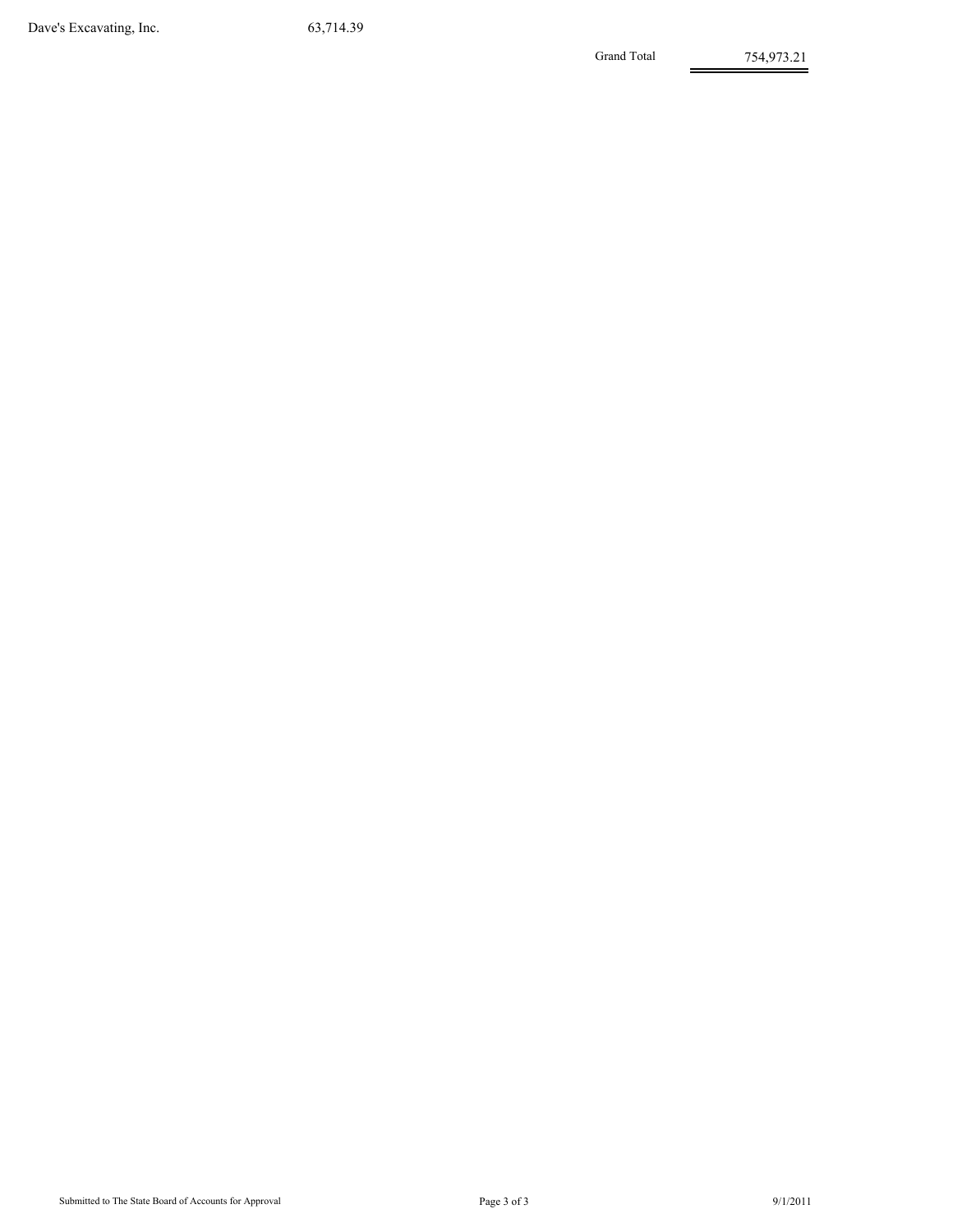| | |
|---|---|
| Dave's Excavating, Inc. | 63,714.39 |

Grand Total 754,973.21

Submitted to The State Board of Accounts for Approval

9/1/2011